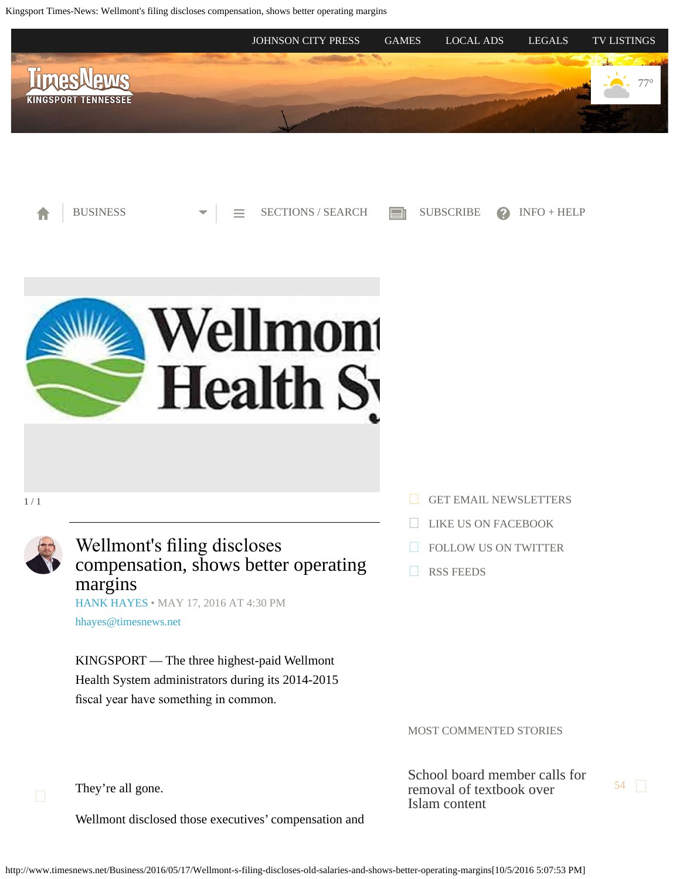JOHNSON CITY PRESS | GAMES | LOCAL ADS | LEGALS | TV LISTINGS

TimesNews KINGSPORT TENNESSEE

77°

BUSINESS | SECTIONS / SEARCH | SUBSCRIBE | INFO + HELP

1 / 1

# Wellmont's filing discloses compensation, shows better operating margins

HANK HAYES • MAY 17, 2016 AT 4:30 PM

hhayes@timesnews.net

KINGSPORT — The three highest-paid Wellmont Health System administrators during its 2014-2015 fiscal year have something in common.

They're all gone.

Wellmont disclosed those executives' compensation and

GET EMAIL NEWSLETTERS

LIKE US ON FACEBOOK

FOLLOW US ON TWITTER

RSS FEEDS

MOST COMMENTED STORIES

School board member calls for removal of textbook over Islam content 54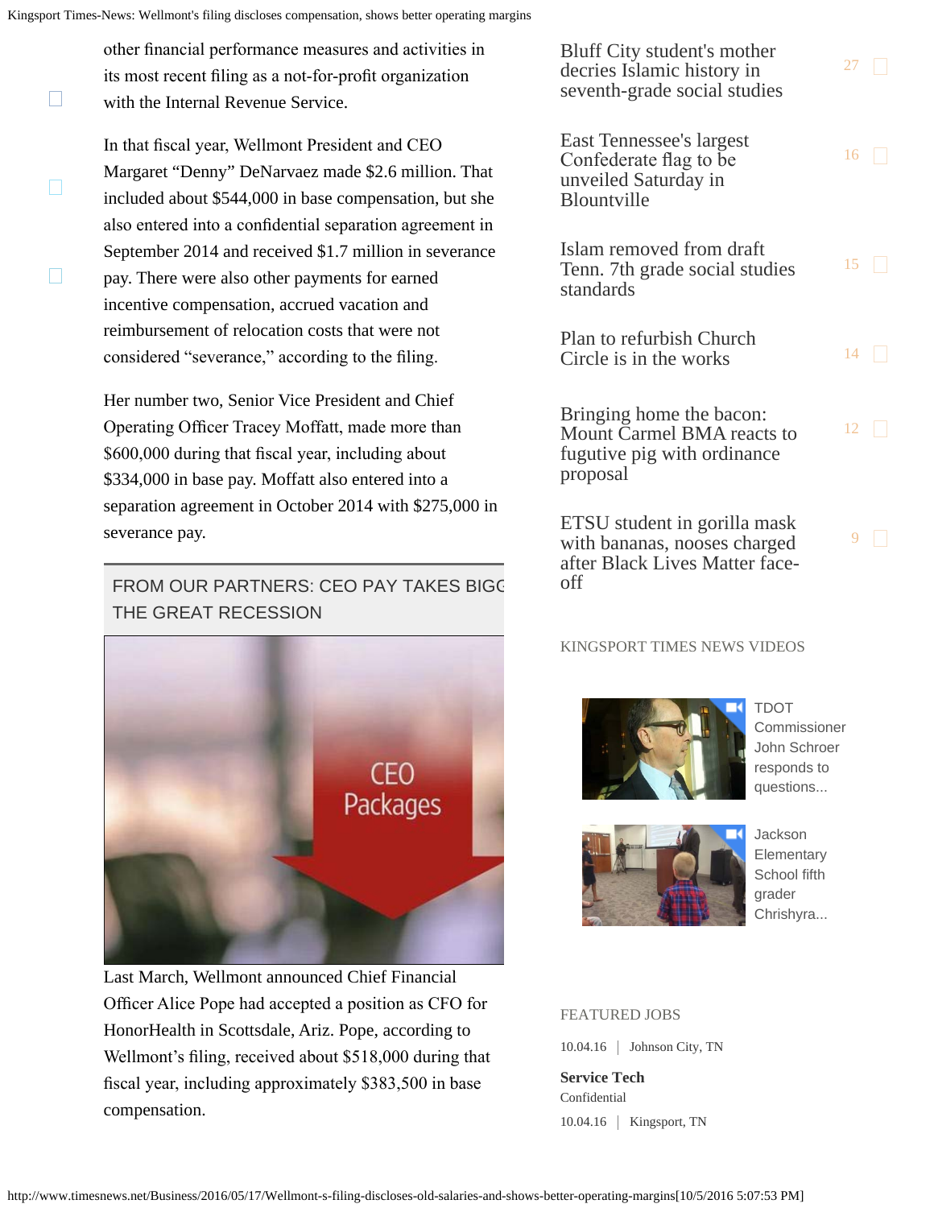other financial performance measures and activities in its most recent filing as a not-for-profit organization with the Internal Revenue Service.

In that fiscal year, Wellmont President and CEO Margaret "Denny" DeNarvaez made $2.6 million. That included about $544,000 in base compensation, but she also entered into a confidential separation agreement in September 2014 and received $1.7 million in severance pay. There were also other payments for earned incentive compensation, accrued vacation and reimbursement of relocation costs that were not considered "severance," according to the filing.

Her number two, Senior Vice President and Chief Operating Officer Tracey Moffatt, made more than $600,000 during that fiscal year, including about $334,000 in base pay. Moffatt also entered into a separation agreement in October 2014 with $275,000 in severance pay.

FROM OUR PARTNERS: CEO PAY TAKES BIGG THE GREAT RECESSION

Last March, Wellmont announced Chief Financial Officer Alice Pope had accepted a position as CFO for HonorHealth in Scottsdale, Ariz. Pope, according to Wellmont's filing, received about $518,000 during that fiscal year, including approximately $383,500 in base compensation.

Bluff City student's mother decries Islamic history in seventh-grade social studies 27

East Tennessee's largest Confederate flag to be unveiled Saturday in Blountville 16

Islam removed from draft Tenn. 7th grade social studies standards 15

Plan to refurbish Church Circle is in the works 14

Bringing home the bacon: Mount Carmel BMA reacts to fugutive pig with ordinance proposal 12

ETSU student in gorilla mask with bananas, nooses charged after Black Lives Matter face-off 9

KINGSPORT TIMES NEWS VIDEOS

TDOT Commissioner John Schroer responds to questions...

Jackson Elementary School fifth grader Chrishyra...

FEATURED JOBS

10.04.16 | Johnson City, TN

**Service Tech**
Confidential
10.04.16 | Kingsport, TN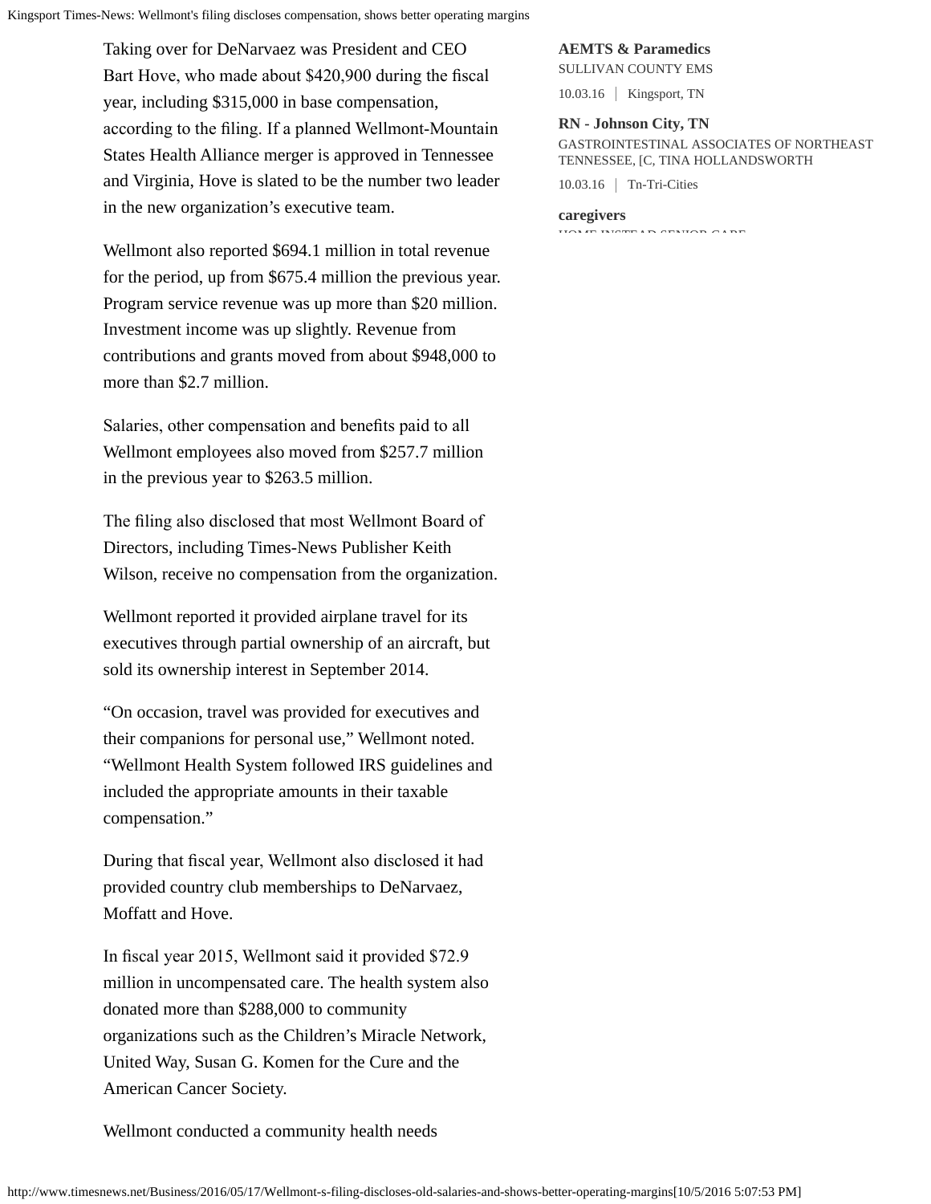Taking over for DeNarvaez was President and CEO Bart Hove, who made about $420,900 during the fiscal year, including $315,000 in base compensation, according to the filing. If a planned Wellmont-Mountain States Health Alliance merger is approved in Tennessee and Virginia, Hove is slated to be the number two leader in the new organization's executive team.

Wellmont also reported $694.1 million in total revenue for the period, up from $675.4 million the previous year. Program service revenue was up more than $20 million. Investment income was up slightly. Revenue from contributions and grants moved from about $948,000 to more than $2.7 million.

Salaries, other compensation and benefits paid to all Wellmont employees also moved from $257.7 million in the previous year to $263.5 million.

The filing also disclosed that most Wellmont Board of Directors, including Times-News Publisher Keith Wilson, receive no compensation from the organization.

Wellmont reported it provided airplane travel for its executives through partial ownership of an aircraft, but sold its ownership interest in September 2014.

"On occasion, travel was provided for executives and their companions for personal use," Wellmont noted. "Wellmont Health System followed IRS guidelines and included the appropriate amounts in their taxable compensation."

During that fiscal year, Wellmont also disclosed it had provided country club memberships to DeNarvaez, Moffatt and Hove.

In fiscal year 2015, Wellmont said it provided $72.9 million in uncompensated care. The health system also donated more than $288,000 to community organizations such as the Children's Miracle Network, United Way, Susan G. Komen for the Cure and the American Cancer Society.

Wellmont conducted a community health needs

**AEMTS & Paramedics**
SULLIVAN COUNTY EMS
10.03.16 | Kingsport, TN

**RN - Johnson City, TN**
GASTROINTESTINAL ASSOCIATES OF NORTHEAST TENNESSEE, [C, TINA HOLLANDSWORTH
10.03.16 | Tn-Tri-Cities

**caregivers**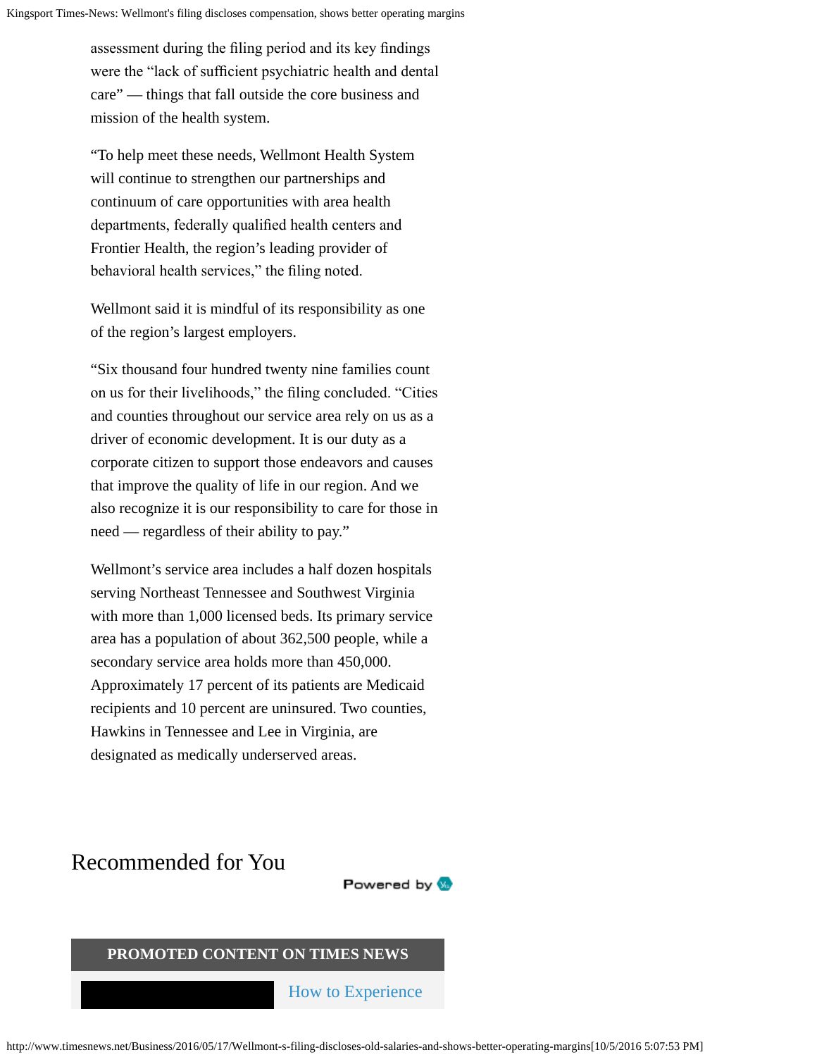assessment during the filing period and its key findings were the “lack of sufficient psychiatric health and dental care” — things that fall outside the core business and mission of the health system.

“To help meet these needs, Wellmont Health System will continue to strengthen our partnerships and continuum of care opportunities with area health departments, federally qualified health centers and Frontier Health, the region’s leading provider of behavioral health services,” the filing noted.

Wellmont said it is mindful of its responsibility as one of the region’s largest employers.

“Six thousand four hundred twenty nine families count on us for their livelihoods,” the filing concluded. “Cities and counties throughout our service area rely on us as a driver of economic development. It is our duty as a corporate citizen to support those endeavors and causes that improve the quality of life in our region. And we also recognize it is our responsibility to care for those in need — regardless of their ability to pay.”

Wellmont’s service area includes a half dozen hospitals serving Northeast Tennessee and Southwest Virginia with more than 1,000 licensed beds. Its primary service area has a population of about 362,500 people, while a secondary service area holds more than 450,000. Approximately 17 percent of its patients are Medicaid recipients and 10 percent are uninsured. Two counties, Hawkins in Tennessee and Lee in Virginia, are designated as medically underserved areas.

## Recommended for You

Powered by

**PROMOTED CONTENT ON TIMES NEWS**

How to Experience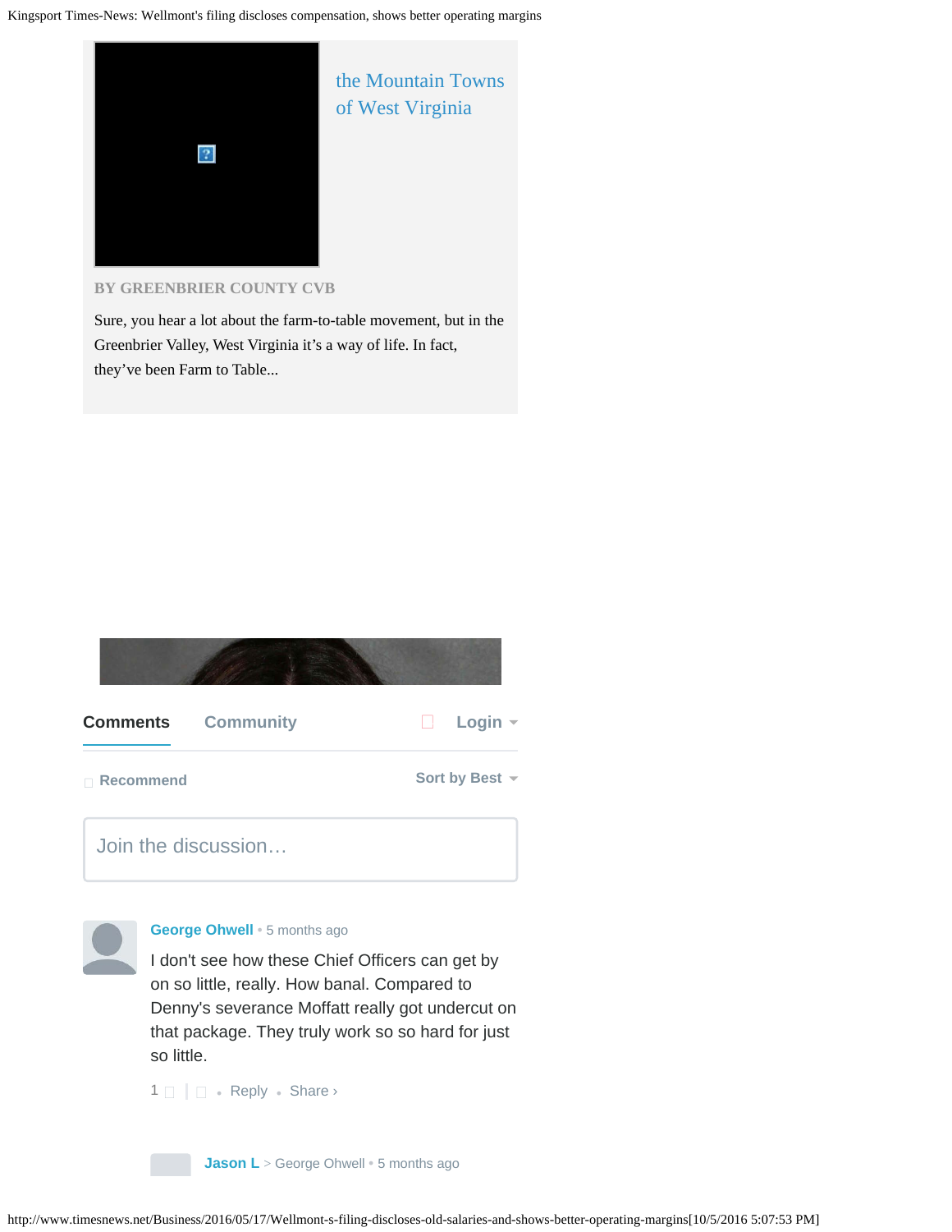the Mountain Towns of West Virginia

BY GREENBRIER COUNTY CVB

Sure, you hear a lot about the farm-to-table movement, but in the Greenbrier Valley, West Virginia it's a way of life. In fact, they've been Farm to Table...

**Comments** Community Login

Recommend Sort by Best

Join the discussion…

**George Ohwell** • 5 months ago

I don't see how these Chief Officers can get by on so little, really. How banal. Compared to Denny's severance Moffatt really got undercut on that package. They truly work so so hard for just so little.

1 • Reply • Share ›

**Jason L** > George Ohwell • 5 months ago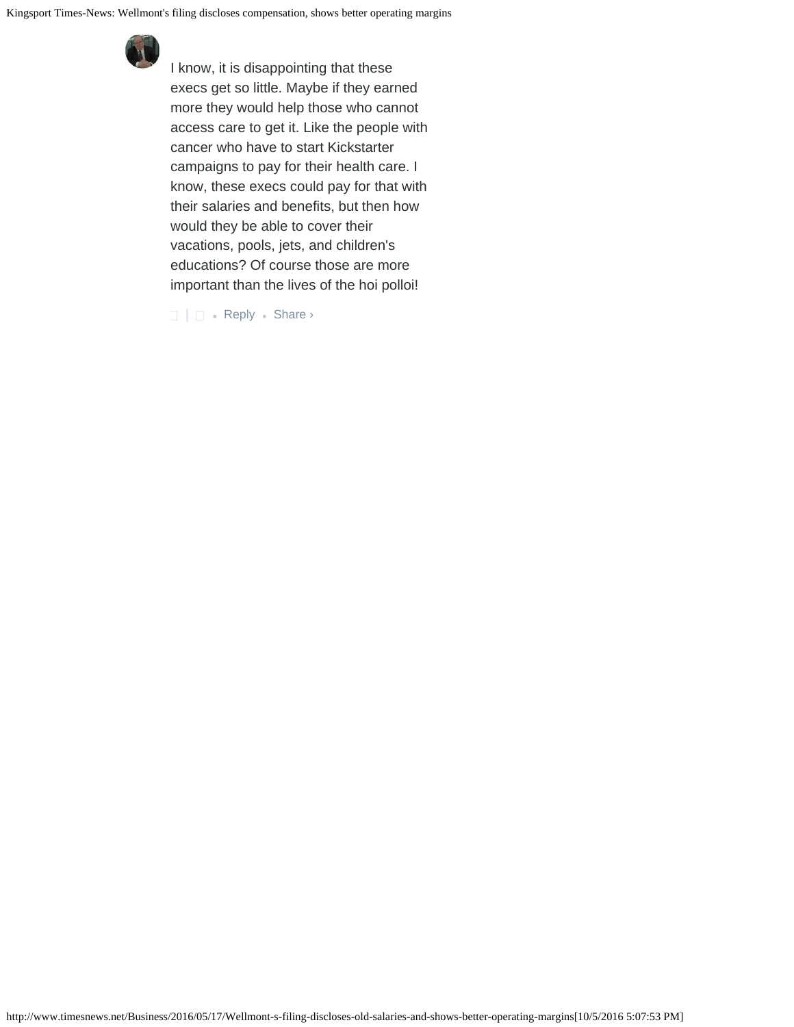I know, it is disappointing that these execs get so little. Maybe if they earned more they would help those who cannot access care to get it. Like the people with cancer who have to start Kickstarter campaigns to pay for their health care. I know, these execs could pay for that with their salaries and benefits, but then how would they be able to cover their vacations, pools, jets, and children's educations? Of course those are more important than the lives of the hoi polloi!

Reply • Share ›